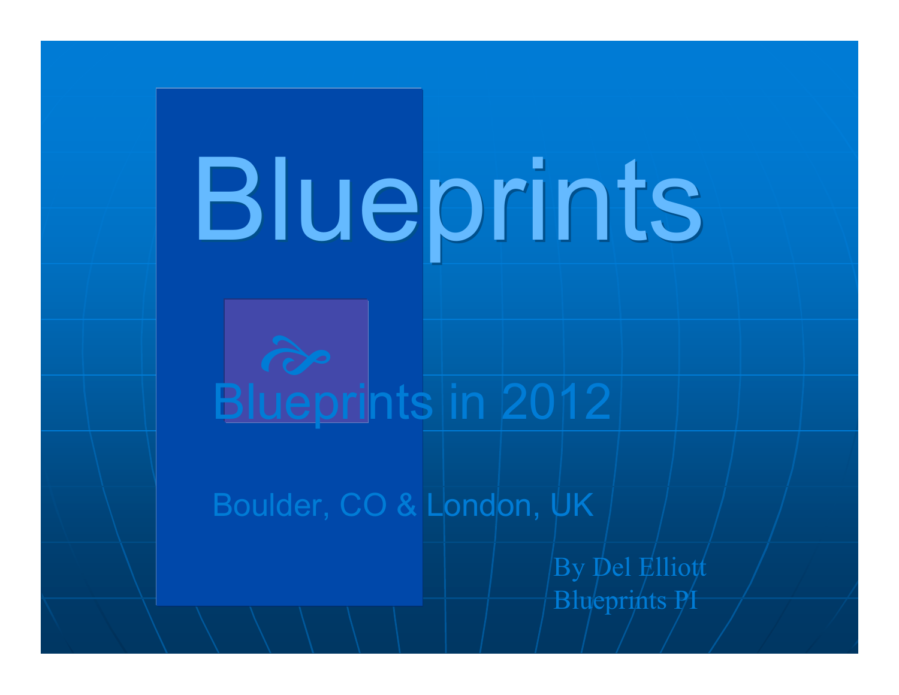# Blueprints

## Blueprints in 2012

Boulder, CO & London, UK

By Del Elliott
Blueprints PI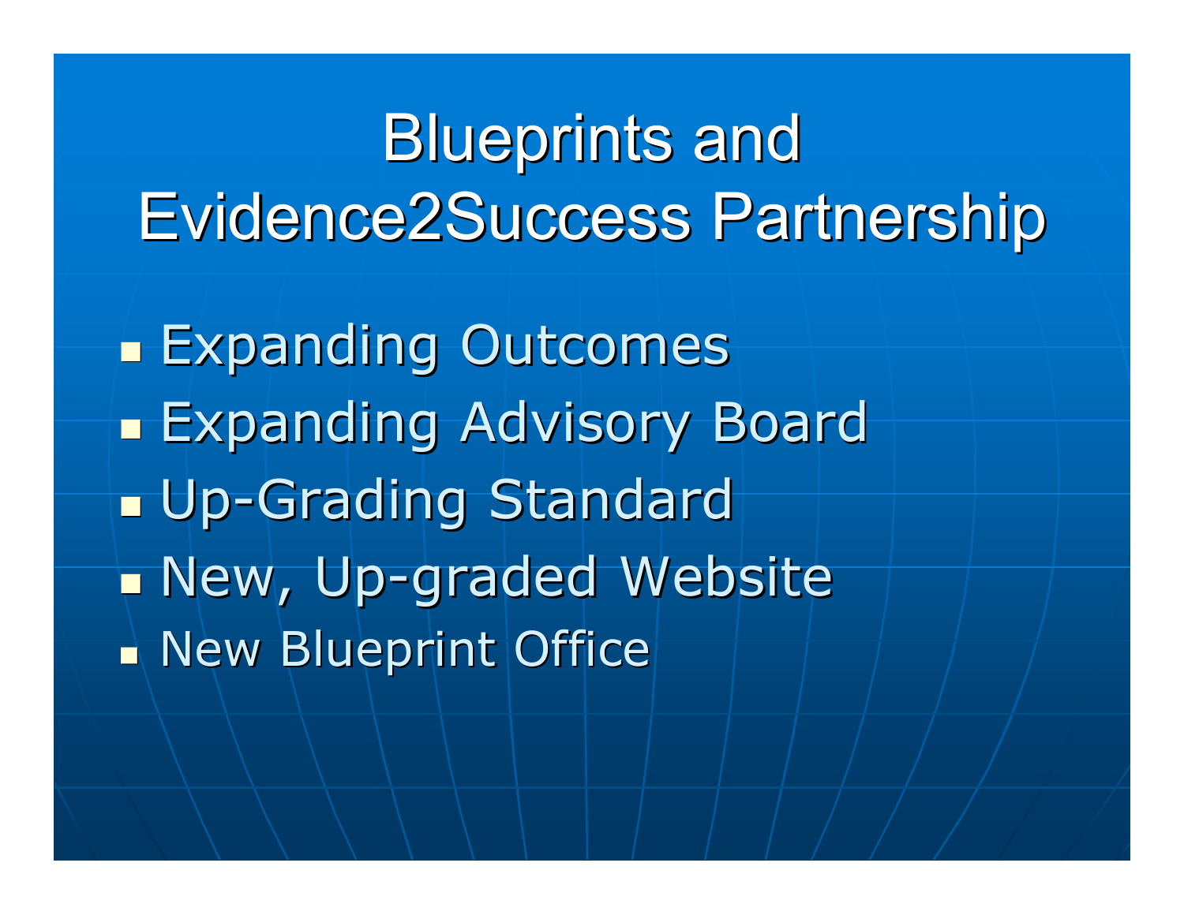# Blueprints and Evidence2Success Partnership

- Expanding Outcomes
- Expanding Advisory Board
- Up-Grading Standard
- New, Up-graded Website
- New Blueprint Office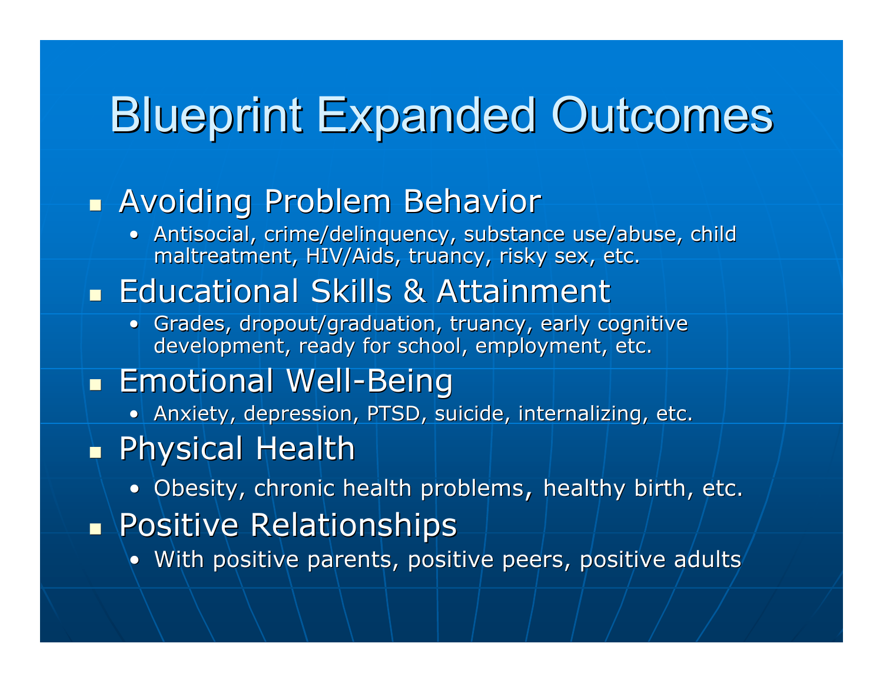# Blueprint Expanded Outcomes

- Avoiding Problem Behavior
  - Antisocial, crime/delinquency, substance use/abuse, child maltreatment, HIV/Aids, truancy, risky sex, etc.
- Educational Skills & Attainment
  - Grades, dropout/graduation, truancy, early cognitive development, ready for school, employment, etc.
- Emotional Well-Being
  - Anxiety, depression, PTSD, suicide, internalizing, etc.
- Physical Health
  - Obesity, chronic health problems, healthy birth, etc.
- Positive Relationships
  - With positive parents, positive peers, positive adults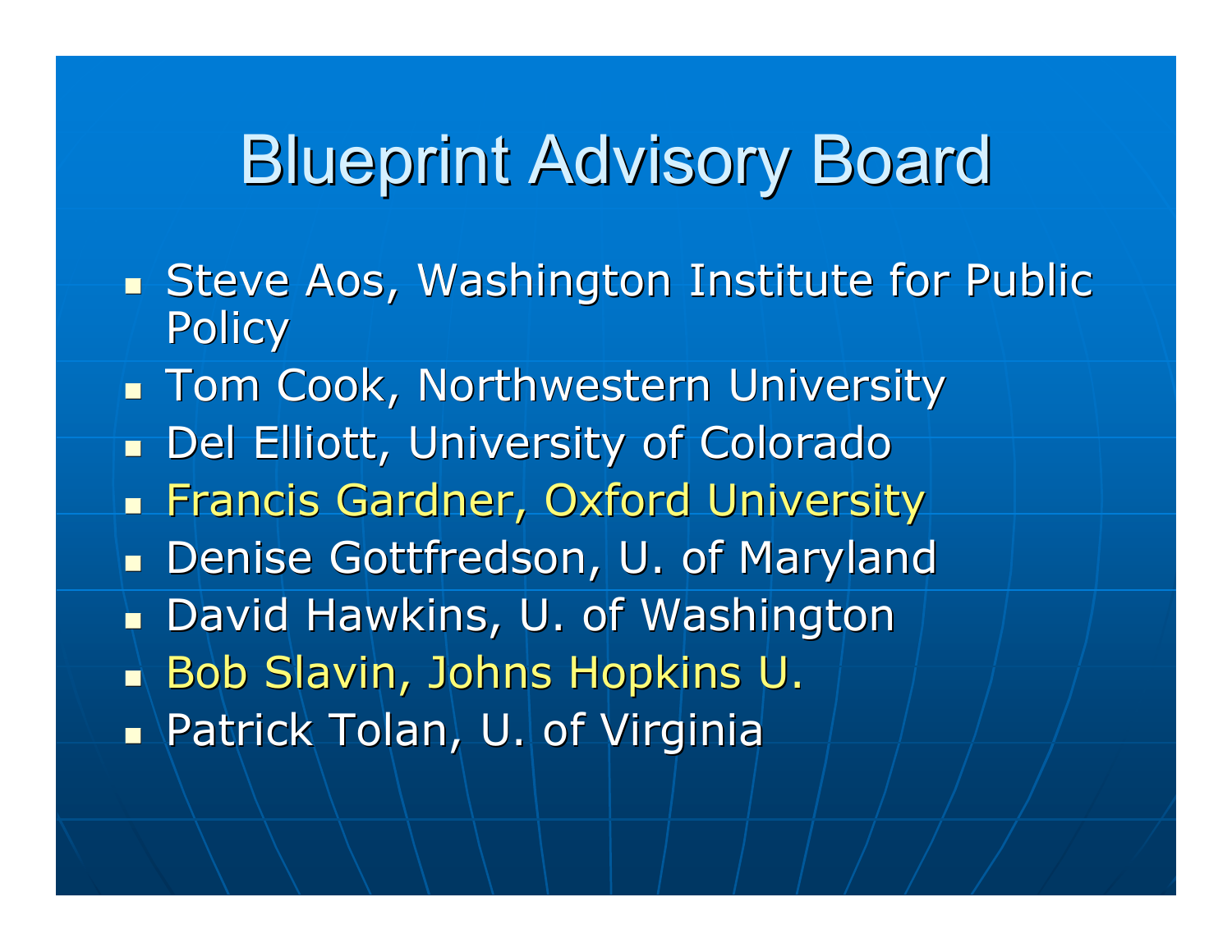# Blueprint Advisory Board

- Steve Aos, Washington Institute for Public Policy
- Tom Cook, Northwestern University
- Del Elliott, University of Colorado
- Francis Gardner, Oxford University
- Denise Gottfredson, U. of Maryland
- David Hawkins, U. of Washington
- Bob Slavin, Johns Hopkins U.
- Patrick Tolan, U. of Virginia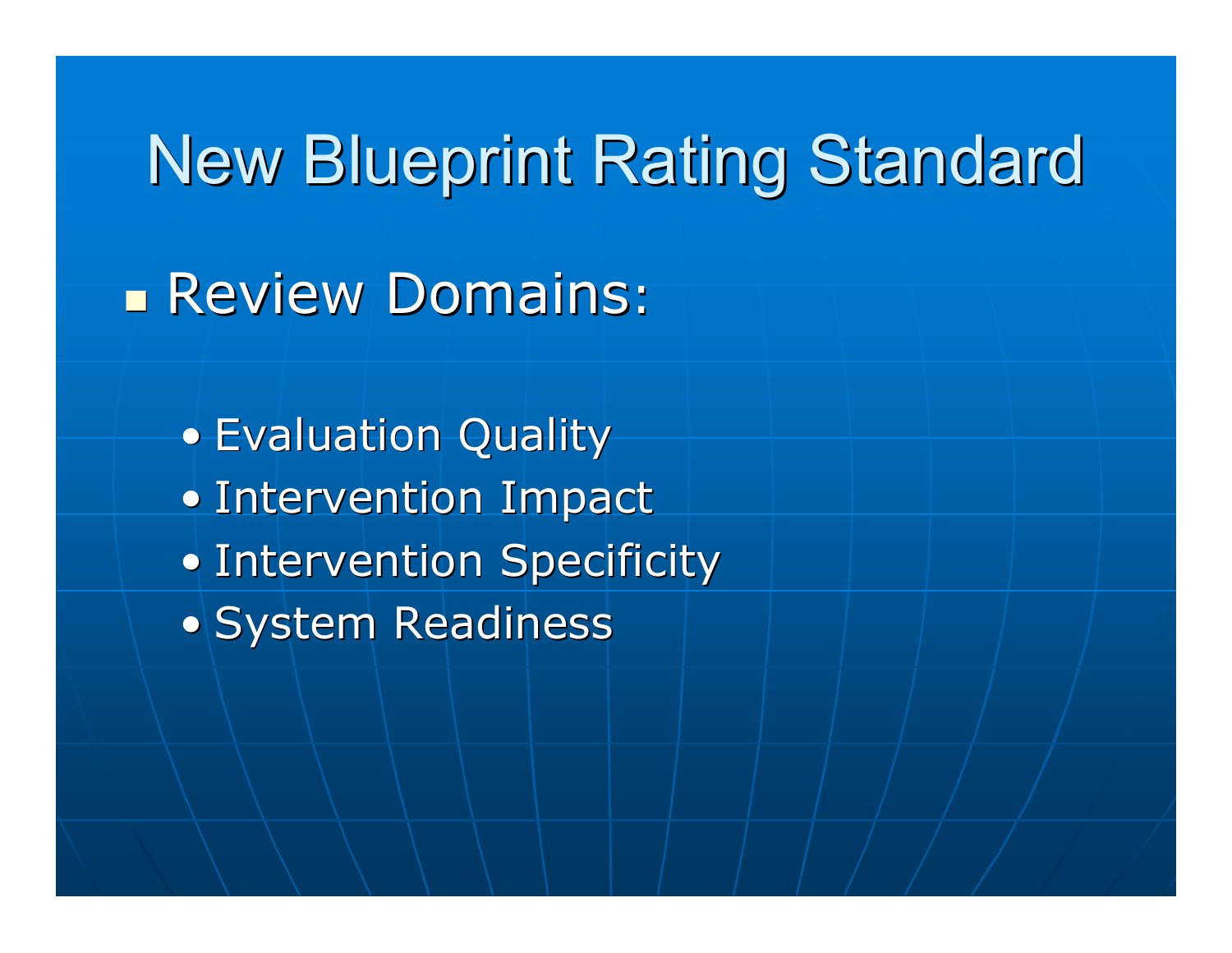# New Blueprint Rating Standard

- Review Domains:
  - Evaluation Quality
  - Intervention Impact
  - Intervention Specificity
  - System Readiness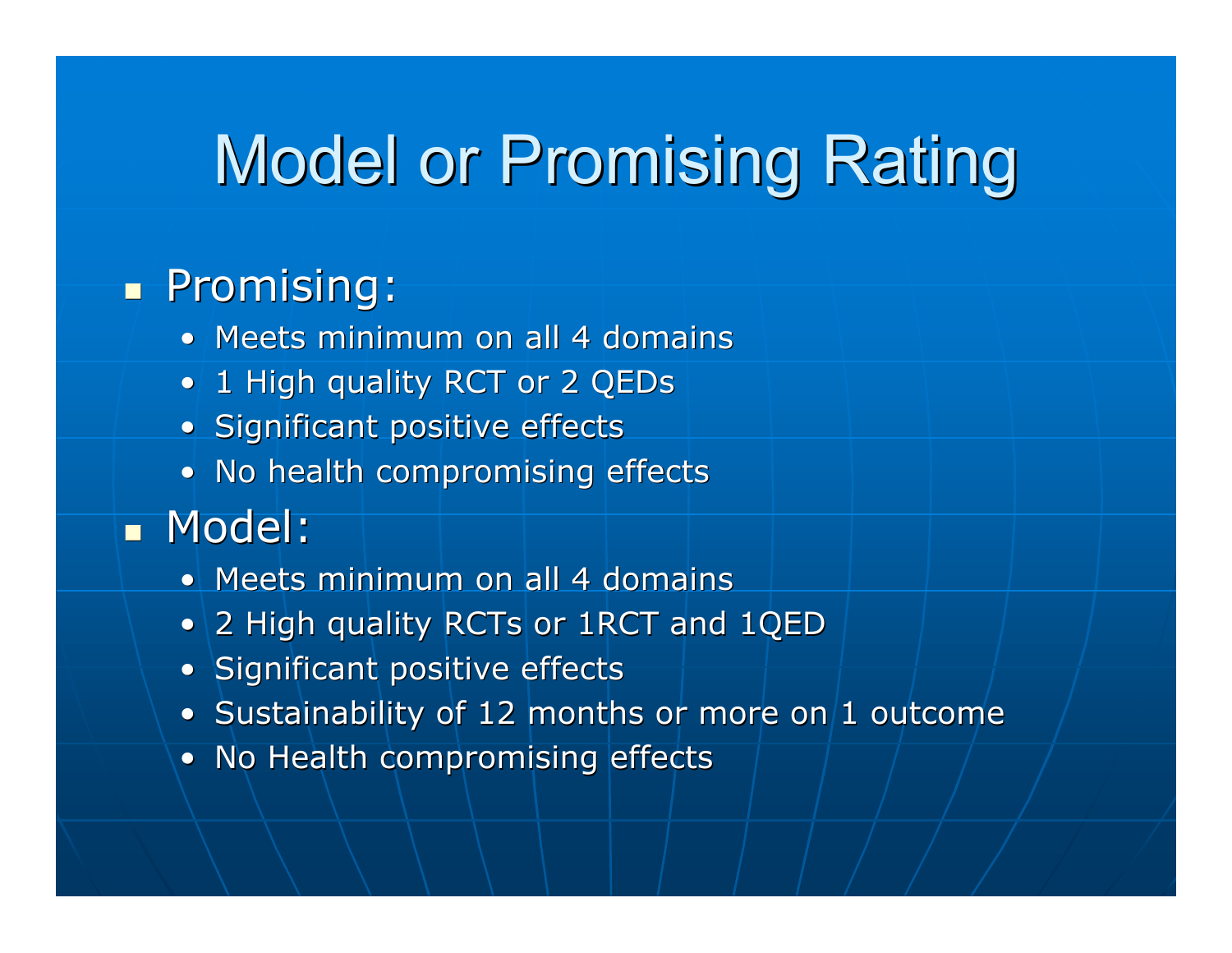# Model or Promising Rating

- Promising:
  - Meets minimum on all 4 domains
  - 1 High quality RCT or 2 QEDs
  - Significant positive effects
  - No health compromising effects
- Model:
  - Meets minimum on all 4 domains
  - 2 High quality RCTs or 1RCT and 1QED
  - Significant positive effects
  - Sustainability of 12 months or more on 1 outcome
  - No Health compromising effects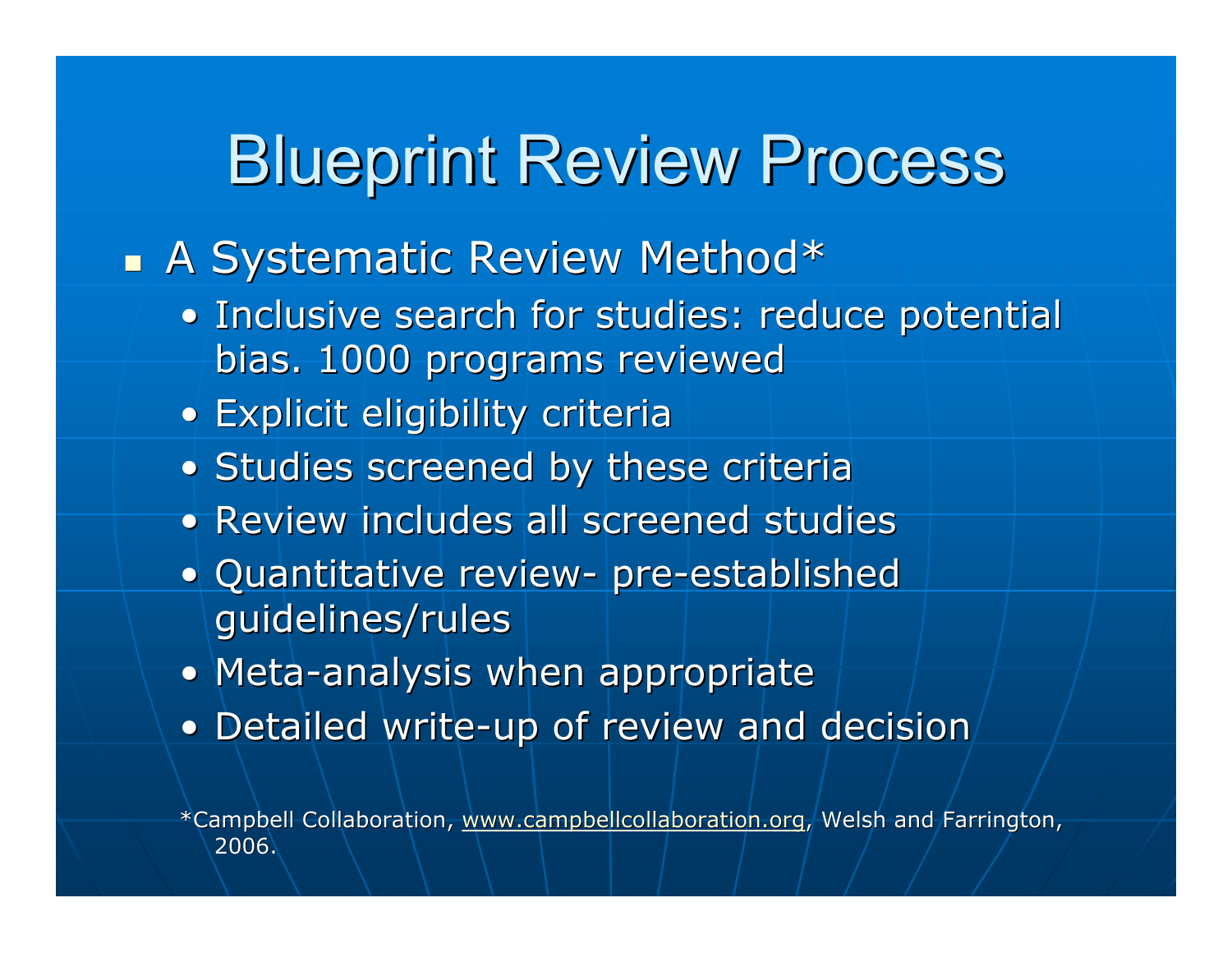# Blueprint Review Process

- A Systematic Review Method*
  - Inclusive search for studies: reduce potential bias. 1000 programs reviewed
  - Explicit eligibility criteria
  - Studies screened by these criteria
  - Review includes all screened studies
  - Quantitative review- pre-established guidelines/rules
  - Meta-analysis when appropriate
  - Detailed write-up of review and decision

*Campbell Collaboration, www.campbellcollaboration.org, Welsh and Farrington, 2006.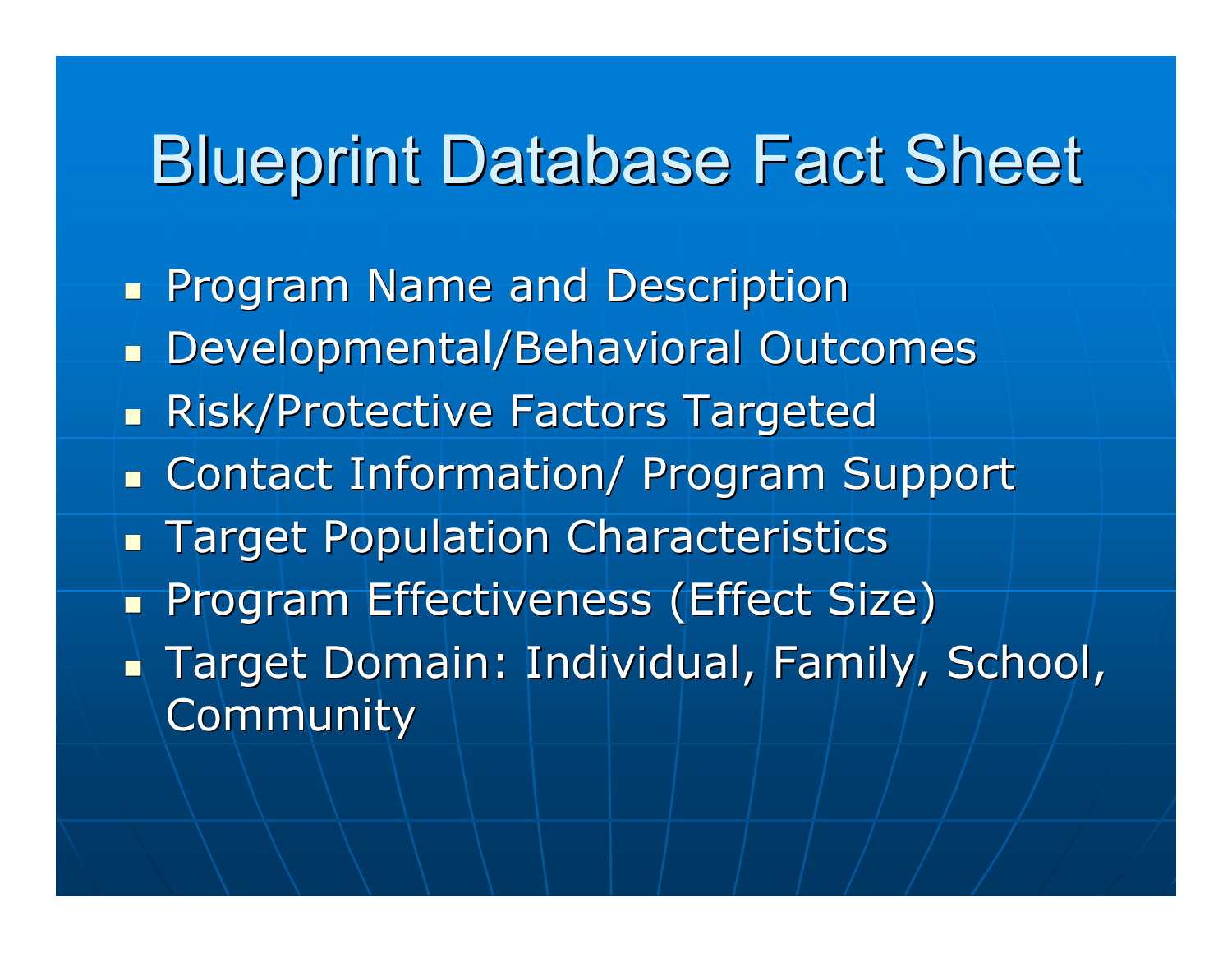# Blueprint Database Fact Sheet

- Program Name and Description
- Developmental/Behavioral Outcomes
- Risk/Protective Factors Targeted
- Contact Information/ Program Support
- Target Population Characteristics
- Program Effectiveness (Effect Size)
- Target Domain: Individual, Family, School, Community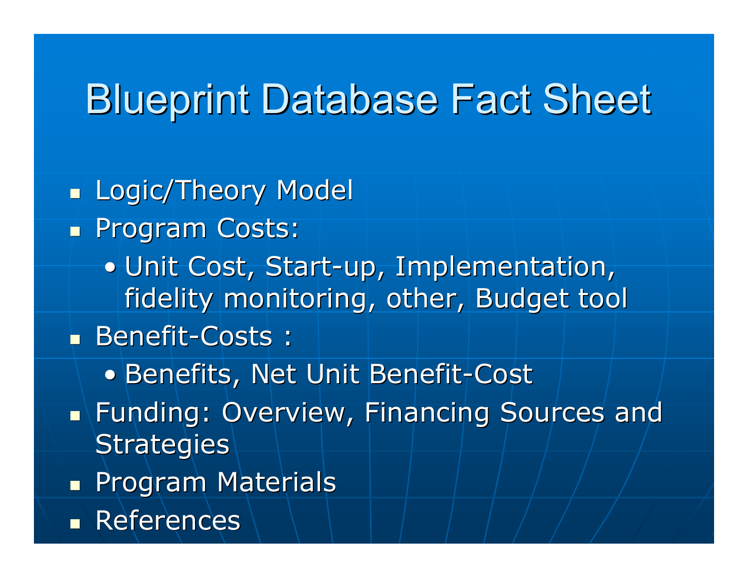# Blueprint Database Fact Sheet

- Logic/Theory Model
- Program Costs:
  - Unit Cost, Start-up, Implementation, fidelity monitoring, other, Budget tool
- Benefit-Costs :
  - Benefits, Net Unit Benefit-Cost
- Funding: Overview, Financing Sources and Strategies
- Program Materials
- References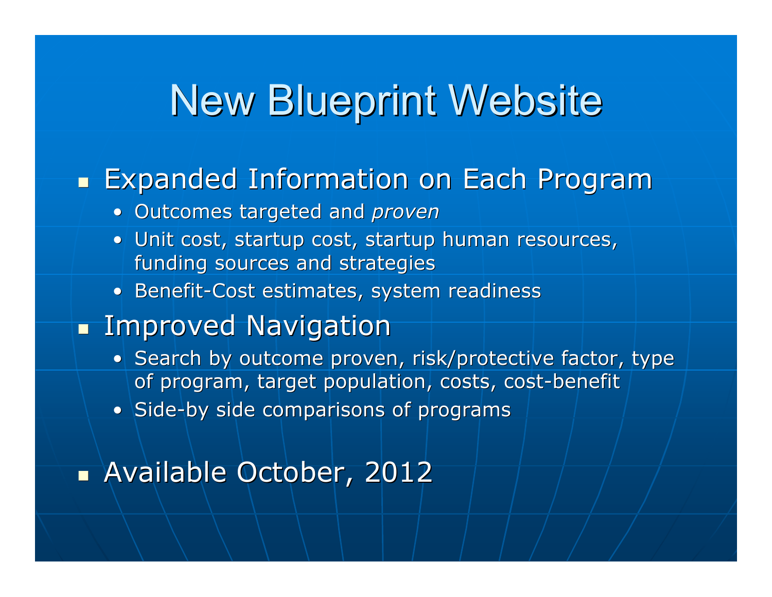# New Blueprint Website

- Expanded Information on Each Program
  - Outcomes targeted and *proven*
  - Unit cost, startup cost, startup human resources, funding sources and strategies
  - Benefit-Cost estimates, system readiness
- Improved Navigation
  - Search by outcome proven, risk/protective factor, type of program, target population, costs, cost-benefit
  - Side-by side comparisons of programs
- Available October, 2012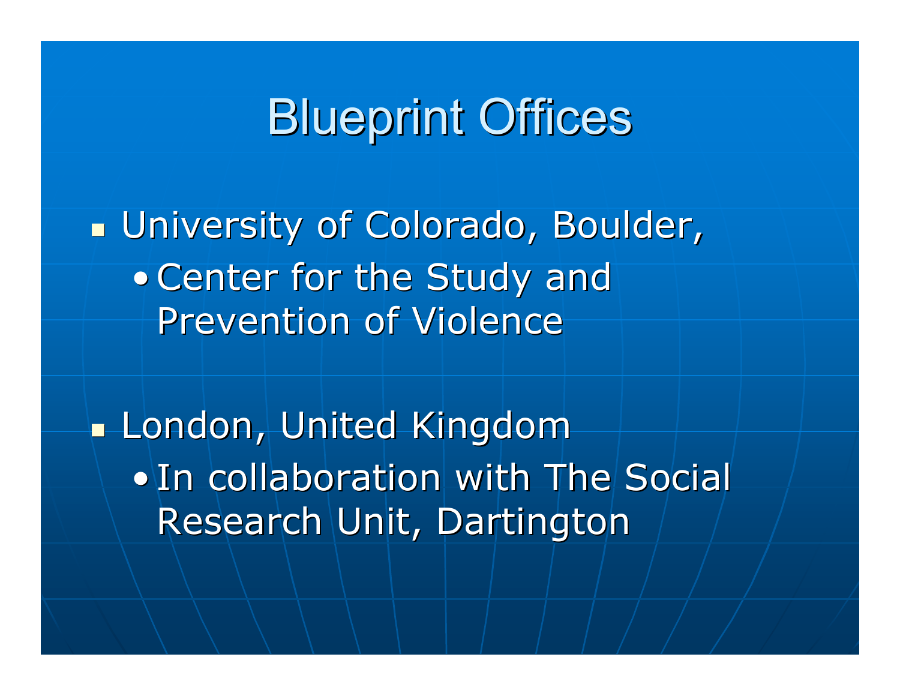# Blueprint Offices

- University of Colorado, Boulder,
  - Center for the Study and Prevention of Violence
- London, United Kingdom
  - In collaboration with The Social Research Unit, Dartington